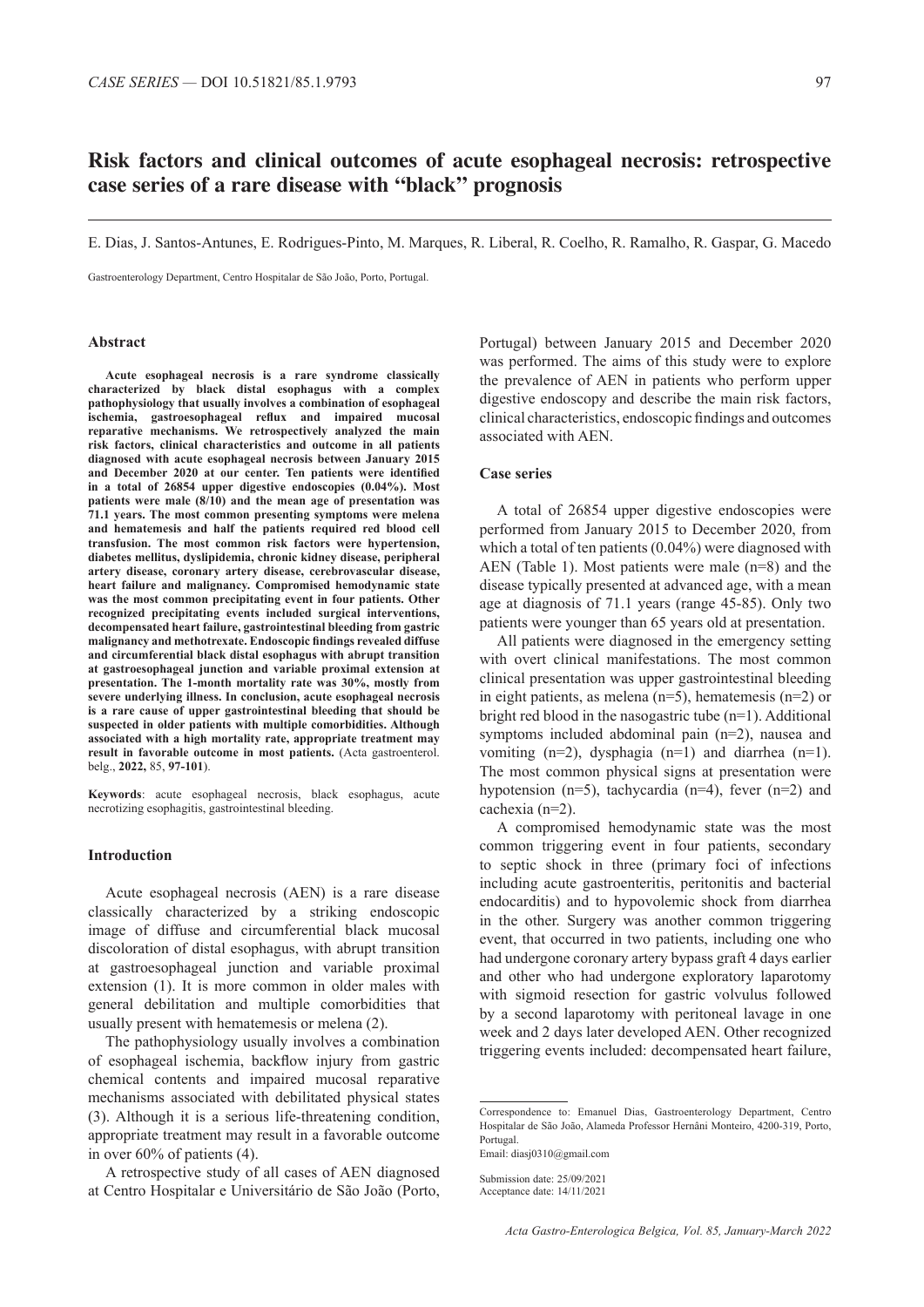CASE SERIES — DOI 10.51821/85.1.9793

# Risk factors and clinical outcomes of acute esophageal necrosis: retrospective case series of a rare disease with "black" prognosis

E. Dias, J. Santos-Antunes, E. Rodrigues-Pinto, M. Marques, R. Liberal, R. Coelho, R. Ramalho, R. Gaspar, G. Macedo

Gastroenterology Department, Centro Hospitalar de São João, Porto, Portugal.

## Abstract

**Acute esophageal necrosis is a rare syndrome classically characterized by black distal esophagus with a complex pathophysiology that usually involves a combination of esophageal ischemia, gastroesophageal reflux and impaired mucosal reparative mechanisms. We retrospectively analyzed the main risk factors, clinical characteristics and outcome in all patients diagnosed with acute esophageal necrosis between January 2015 and December 2020 at our center. Ten patients were identified in a total of 26854 upper digestive endoscopies (0.04%). Most patients were male (8/10) and the mean age of presentation was 71.1 years. The most common presenting symptoms were melena and hematemesis and half the patients required red blood cell transfusion. The most common risk factors were hypertension, diabetes mellitus, dyslipidemia, chronic kidney disease, peripheral artery disease, coronary artery disease, cerebrovascular disease, heart failure and malignancy. Compromised hemodynamic state was the most common precipitating event in four patients. Other recognized precipitating events included surgical interventions, decompensated heart failure, gastrointestinal bleeding from gastric malignancy and methotrexate. Endoscopic findings revealed diffuse and circumferential black distal esophagus with abrupt transition at gastroesophageal junction and variable proximal extension at presentation. The 1-month mortality rate was 30%, mostly from severe underlying illness. In conclusion, acute esophageal necrosis is a rare cause of upper gastrointestinal bleeding that should be suspected in older patients with multiple comorbidities. Although associated with a high mortality rate, appropriate treatment may result in favorable outcome in most patients.** (Acta gastroenterol. belg., **2022,** 85, **97-101**).

**Keywords**: acute esophageal necrosis, black esophagus, acute necrotizing esophagitis, gastrointestinal bleeding.

## Introduction

Acute esophageal necrosis (AEN) is a rare disease classically characterized by a striking endoscopic image of diffuse and circumferential black mucosal discoloration of distal esophagus, with abrupt transition at gastroesophageal junction and variable proximal extension (1). It is more common in older males with general debilitation and multiple comorbidities that usually present with hematemesis or melena (2).

The pathophysiology usually involves a combination of esophageal ischemia, backflow injury from gastric chemical contents and impaired mucosal reparative mechanisms associated with debilitated physical states (3). Although it is a serious life-threatening condition, appropriate treatment may result in a favorable outcome in over 60% of patients (4).

A retrospective study of all cases of AEN diagnosed at Centro Hospitalar e Universitário de São João (Porto, Portugal) between January 2015 and December 2020 was performed. The aims of this study were to explore the prevalence of AEN in patients who perform upper digestive endoscopy and describe the main risk factors, clinical characteristics, endoscopic findings and outcomes associated with AEN.

## Case series

A total of 26854 upper digestive endoscopies were performed from January 2015 to December 2020, from which a total of ten patients (0.04%) were diagnosed with AEN (Table 1). Most patients were male (n=8) and the disease typically presented at advanced age, with a mean age at diagnosis of 71.1 years (range 45-85). Only two patients were younger than 65 years old at presentation.

All patients were diagnosed in the emergency setting with overt clinical manifestations. The most common clinical presentation was upper gastrointestinal bleeding in eight patients, as melena (n=5), hematemesis (n=2) or bright red blood in the nasogastric tube (n=1). Additional symptoms included abdominal pain (n=2), nausea and vomiting (n=2), dysphagia (n=1) and diarrhea (n=1). The most common physical signs at presentation were hypotension (n=5), tachycardia (n=4), fever (n=2) and cachexia (n=2).

A compromised hemodynamic state was the most common triggering event in four patients, secondary to septic shock in three (primary foci of infections including acute gastroenteritis, peritonitis and bacterial endocarditis) and to hypovolemic shock from diarrhea in the other. Surgery was another common triggering event, that occurred in two patients, including one who had undergone coronary artery bypass graft 4 days earlier and other who had undergone exploratory laparotomy with sigmoid resection for gastric volvulus followed by a second laparotomy with peritoneal lavage in one week and 2 days later developed AEN. Other recognized triggering events included: decompensated heart failure,

Correspondence to: Emanuel Dias, Gastroenterology Department, Centro Hospitalar de São João, Alameda Professor Hernâni Monteiro, 4200-319, Porto, Portugal.
Email: diasj0310@gmail.com

Submission date: 25/09/2021
Acceptance date: 14/11/2021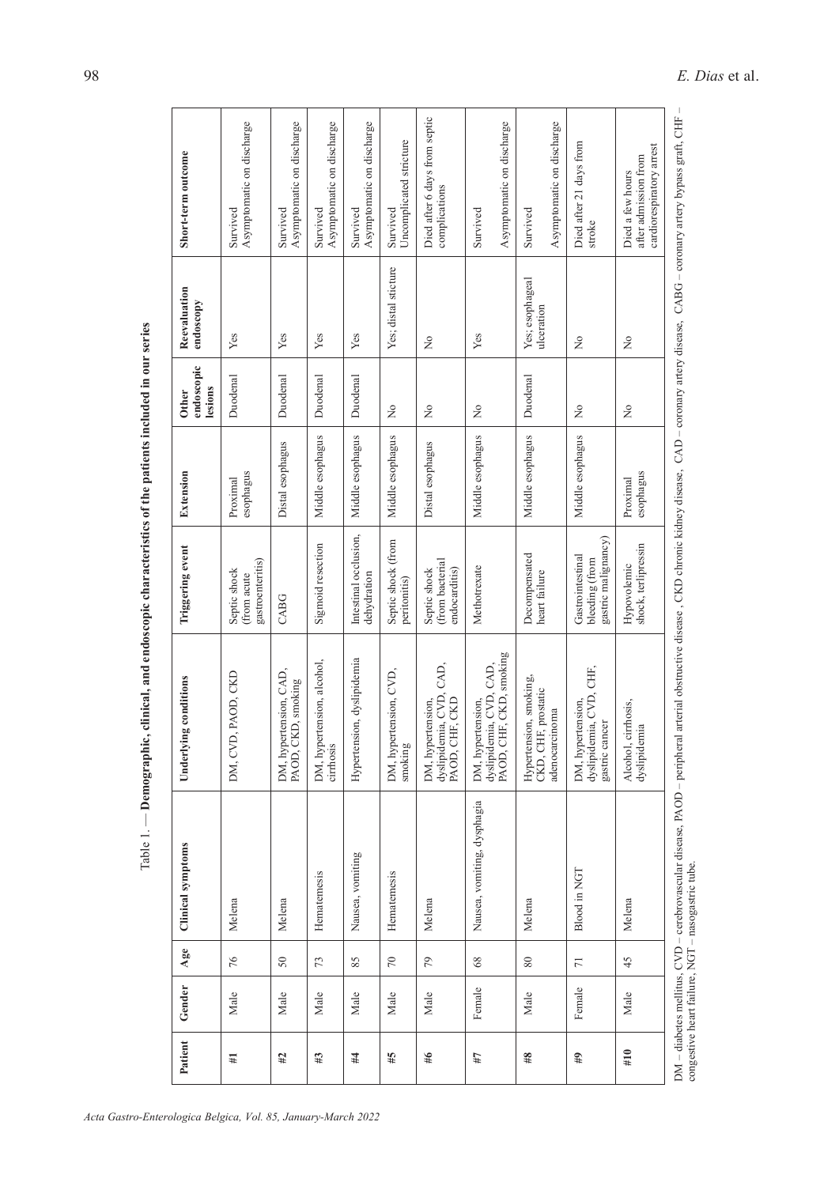Table 1. — **Demographic, clinical, and endoscopic characteristics of the patients included in our series**

| Patient | Gender | Age | Clinical symptoms | Underlying conditions | Triggering event | Extension | Other endoscopic lesions | Reevaluation endoscopy | Short-term outcome |
|---|---|---|---|---|---|---|---|---|---|
| #1 | Male | 76 | Melena | DM, CVD, PAOD, CKD | Septic shock (from acute gastroenteritis) | Proximal esophagus | Duodenal | Yes | Survived Asymptomatic on discharge |
| #2 | Male | 50 | Melena | DM, hypertension, CAD, PAOD, CKD, smoking | CABG | Distal esophagus | Duodenal | Yes | Survived Asymptomatic on discharge |
| #3 | Male | 73 | Hematemesis | DM, hypertension, alcohol, cirrhosis | Sigmoid resection | Middle esophagus | Duodenal | Yes | Survived Asymptomatic on discharge |
| #4 | Male | 85 | Nausea, vomiting | Hypertension, dyslipidemia | Intestinal occlusion, dehydration | Middle esophagus | Duodenal | Yes | Survived Asymptomatic on discharge |
| #5 | Male | 70 | Hematemesis | DM, hypertension, CVD, smoking | Septic shock (from peritonitis) | Middle esophagus | No | Yes; distal sticture | Survived Uncomplicated stricture |
| #6 | Male | 79 | Melena | DM, hypertension, dyslipidemia, CVD, CAD, PAOD, CHF, CKD | Septic shock (from bacterial endocarditis) | Distal esophagus | No | No | Died after 6 days from septic complications |
| #7 | Female | 68 | Nausea, vomiting, dysphagia | DM, hypertension, dyslipidemia, CVD, CAD, PAOD, CHF, CKD, smoking | Methotrexate | Middle esophagus | No | Yes | Survived Asymptomatic on discharge |
| #8 | Male | 80 | Melena | Hypertension, smoking, CKD, CHF, prostatic adenocarcinoma | Decompensated heart failure | Middle esophagus | Duodenal | Yes; esophageal ulceration | Survived Asymptomatic on discharge |
| #9 | Female | 71 | Blood in NGT | DM, hypertension, dyslipidemia, CVD, CHF, gastric cancer | Gastrointestinal bleeding (from gastric malignancy) | Middle esophagus | No | No | Died after 21 days from stroke |
| #10 | Male | 45 | Melena | Alcohol, cirrhosis, dyslipidemia | Hypovolemic shock, terlipressin | Proximal esophagus | No | No | Died a few hours after admission from cardiorespiratory arrest |

DM – diabetes mellitus, CVD – cerebrovascular disease, PAOD – peripheral arterial obstructive disease , CKD chronic kidney disease, CAD – coronary artery disease, CABG – coronary artery bypass graft, CHF – congestive heart failure, NGT – nasogastric tube.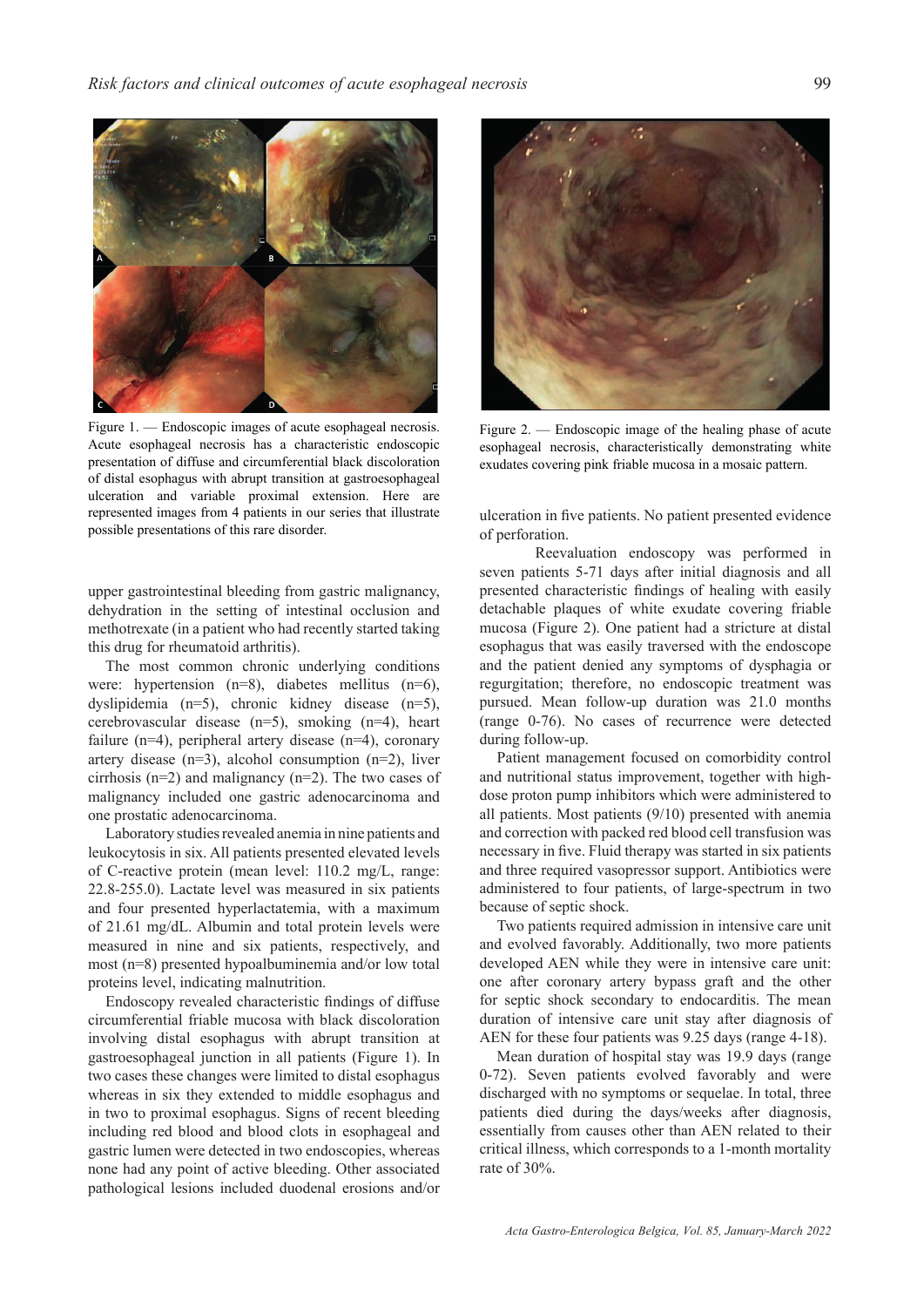Figure 1. — Endoscopic images of acute esophageal necrosis. Acute esophageal necrosis has a characteristic endoscopic presentation of diffuse and circumferential black discoloration of distal esophagus with abrupt transition at gastroesophageal ulceration and variable proximal extension. Here are represented images from 4 patients in our series that illustrate possible presentations of this rare disorder.

upper gastrointestinal bleeding from gastric malignancy, dehydration in the setting of intestinal occlusion and methotrexate (in a patient who had recently started taking this drug for rheumatoid arthritis).

The most common chronic underlying conditions were: hypertension (n=8), diabetes mellitus (n=6), dyslipidemia (n=5), chronic kidney disease (n=5), cerebrovascular disease (n=5), smoking (n=4), heart failure (n=4), peripheral artery disease (n=4), coronary artery disease (n=3), alcohol consumption (n=2), liver cirrhosis (n=2) and malignancy (n=2). The two cases of malignancy included one gastric adenocarcinoma and one prostatic adenocarcinoma.

Laboratory studies revealed anemia in nine patients and leukocytosis in six. All patients presented elevated levels of C-reactive protein (mean level: 110.2 mg/L, range: 22.8-255.0). Lactate level was measured in six patients and four presented hyperlactatemia, with a maximum of 21.61 mg/dL. Albumin and total protein levels were measured in nine and six patients, respectively, and most (n=8) presented hypoalbuminemia and/or low total proteins level, indicating malnutrition.

Endoscopy revealed characteristic findings of diffuse circumferential friable mucosa with black discoloration involving distal esophagus with abrupt transition at gastroesophageal junction in all patients (Figure 1). In two cases these changes were limited to distal esophagus whereas in six they extended to middle esophagus and in two to proximal esophagus. Signs of recent bleeding including red blood and blood clots in esophageal and gastric lumen were detected in two endoscopies, whereas none had any point of active bleeding. Other associated pathological lesions included duodenal erosions and/or ulceration in five patients. No patient presented evidence of perforation.

Figure 2. — Endoscopic image of the healing phase of acute esophageal necrosis, characteristically demonstrating white exudates covering pink friable mucosa in a mosaic pattern.

Reevaluation endoscopy was performed in seven patients 5-71 days after initial diagnosis and all presented characteristic findings of healing with easily detachable plaques of white exudate covering friable mucosa (Figure 2). One patient had a stricture at distal esophagus that was easily traversed with the endoscope and the patient denied any symptoms of dysphagia or regurgitation; therefore, no endoscopic treatment was pursued. Mean follow-up duration was 21.0 months (range 0-76). No cases of recurrence were detected during follow-up.

Patient management focused on comorbidity control and nutritional status improvement, together with high-dose proton pump inhibitors which were administered to all patients. Most patients (9/10) presented with anemia and correction with packed red blood cell transfusion was necessary in five. Fluid therapy was started in six patients and three required vasopressor support. Antibiotics were administered to four patients, of large-spectrum in two because of septic shock.

Two patients required admission in intensive care unit and evolved favorably. Additionally, two more patients developed AEN while they were in intensive care unit: one after coronary artery bypass graft and the other for septic shock secondary to endocarditis. The mean duration of intensive care unit stay after diagnosis of AEN for these four patients was 9.25 days (range 4-18).

Mean duration of hospital stay was 19.9 days (range 0-72). Seven patients evolved favorably and were discharged with no symptoms or sequelae. In total, three patients died during the days/weeks after diagnosis, essentially from causes other than AEN related to their critical illness, which corresponds to a 1-month mortality rate of 30%.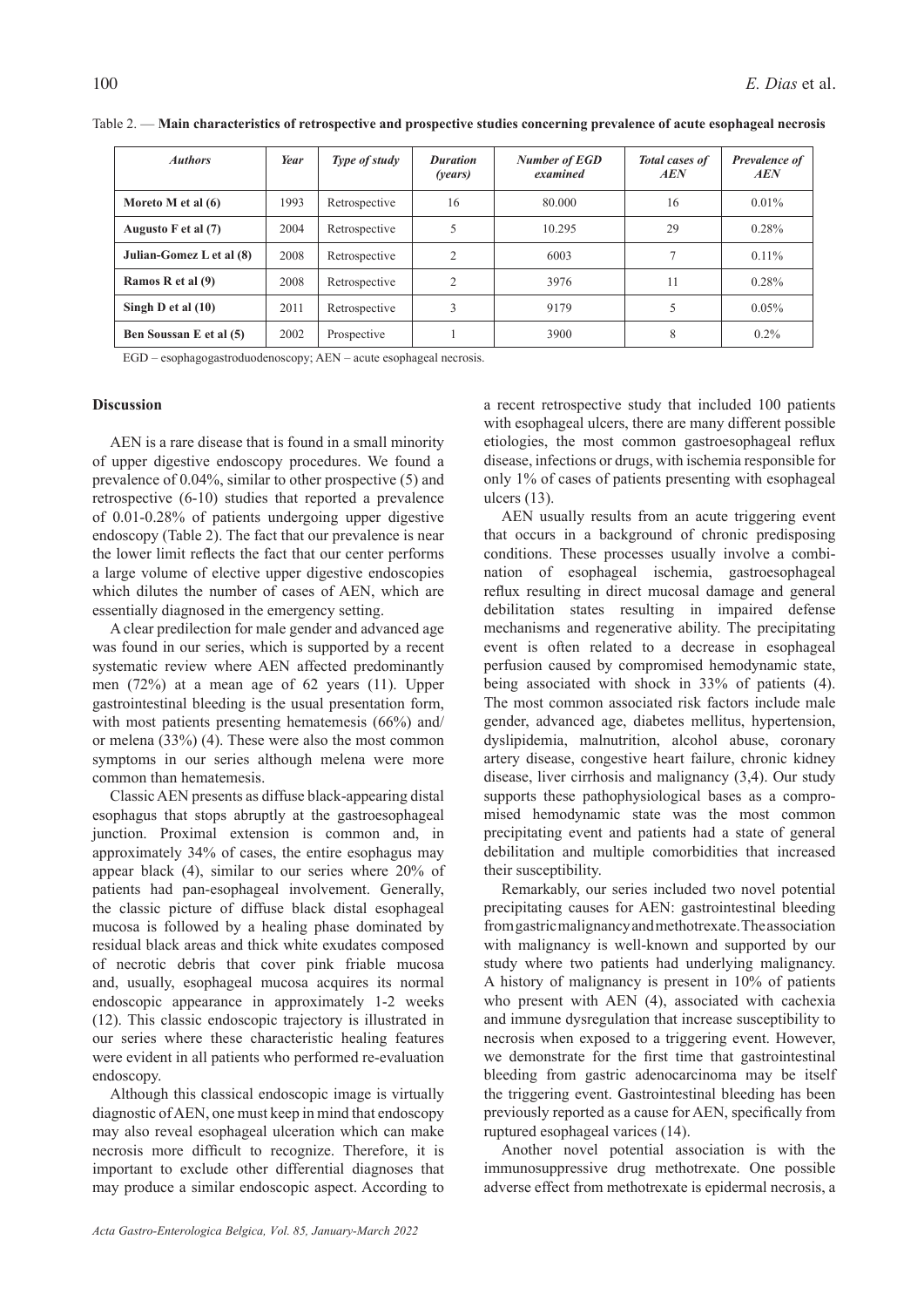Table 2. — **Main characteristics of retrospective and prospective studies concerning prevalence of acute esophageal necrosis**

| *Authors* | *Year* | *Type of study* | *Duration (years)* | *Number of EGD examined* | *Total cases of AEN* | *Prevalence of AEN* |
|---|---|---|---|---|---|---|
| **Moreto M et al (6)** | 1993 | Retrospective | 16 | 80.000 | 16 | 0.01% |
| **Augusto F et al (7)** | 2004 | Retrospective | 5 | 10.295 | 29 | 0.28% |
| **Julian-Gomez L et al (8)** | 2008 | Retrospective | 2 | 6003 | 7 | 0.11% |
| **Ramos R et al (9)** | 2008 | Retrospective | 2 | 3976 | 11 | 0.28% |
| **Singh D et al (10)** | 2011 | Retrospective | 3 | 9179 | 5 | 0.05% |
| **Ben Soussan E et al (5)** | 2002 | Prospective | 1 | 3900 | 8 | 0.2% |

EGD – esophagogastroduodenoscopy; AEN – acute esophageal necrosis.

## Discussion

AEN is a rare disease that is found in a small minority of upper digestive endoscopy procedures. We found a prevalence of 0.04%, similar to other prospective (5) and retrospective (6-10) studies that reported a prevalence of 0.01-0.28% of patients undergoing upper digestive endoscopy (Table 2). The fact that our prevalence is near the lower limit reflects the fact that our center performs a large volume of elective upper digestive endoscopies which dilutes the number of cases of AEN, which are essentially diagnosed in the emergency setting.

A clear predilection for male gender and advanced age was found in our series, which is supported by a recent systematic review where AEN affected predominantly men (72%) at a mean age of 62 years (11). Upper gastrointestinal bleeding is the usual presentation form, with most patients presenting hematemesis (66%) and/or melena (33%) (4). These were also the most common symptoms in our series although melena were more common than hematemesis.

Classic AEN presents as diffuse black-appearing distal esophagus that stops abruptly at the gastroesophageal junction. Proximal extension is common and, in approximately 34% of cases, the entire esophagus may appear black (4), similar to our series where 20% of patients had pan-esophageal involvement. Generally, the classic picture of diffuse black distal esophageal mucosa is followed by a healing phase dominated by residual black areas and thick white exudates composed of necrotic debris that cover pink friable mucosa and, usually, esophageal mucosa acquires its normal endoscopic appearance in approximately 1-2 weeks (12). This classic endoscopic trajectory is illustrated in our series where these characteristic healing features were evident in all patients who performed re-evaluation endoscopy.

Although this classical endoscopic image is virtually diagnostic of AEN, one must keep in mind that endoscopy may also reveal esophageal ulceration which can make necrosis more difficult to recognize. Therefore, it is important to exclude other differential diagnoses that may produce a similar endoscopic aspect. According to a recent retrospective study that included 100 patients with esophageal ulcers, there are many different possible etiologies, the most common gastroesophageal reflux disease, infections or drugs, with ischemia responsible for only 1% of cases of patients presenting with esophageal ulcers (13).

AEN usually results from an acute triggering event that occurs in a background of chronic predisposing conditions. These processes usually involve a combination of esophageal ischemia, gastroesophageal reflux resulting in direct mucosal damage and general debilitation states resulting in impaired defense mechanisms and regenerative ability. The precipitating event is often related to a decrease in esophageal perfusion caused by compromised hemodynamic state, being associated with shock in 33% of patients (4). The most common associated risk factors include male gender, advanced age, diabetes mellitus, hypertension, dyslipidemia, malnutrition, alcohol abuse, coronary artery disease, congestive heart failure, chronic kidney disease, liver cirrhosis and malignancy (3,4). Our study supports these pathophysiological bases as a compromised hemodynamic state was the most common precipitating event and patients had a state of general debilitation and multiple comorbidities that increased their susceptibility.

Remarkably, our series included two novel potential precipitating causes for AEN: gastrointestinal bleeding from gastric malignancy and methotrexate. The association with malignancy is well-known and supported by our study where two patients had underlying malignancy. A history of malignancy is present in 10% of patients who present with AEN (4), associated with cachexia and immune dysregulation that increase susceptibility to necrosis when exposed to a triggering event. However, we demonstrate for the first time that gastrointestinal bleeding from gastric adenocarcinoma may be itself the triggering event. Gastrointestinal bleeding has been previously reported as a cause for AEN, specifically from ruptured esophageal varices (14).

Another novel potential association is with the immunosuppressive drug methotrexate. One possible adverse effect from methotrexate is epidermal necrosis, a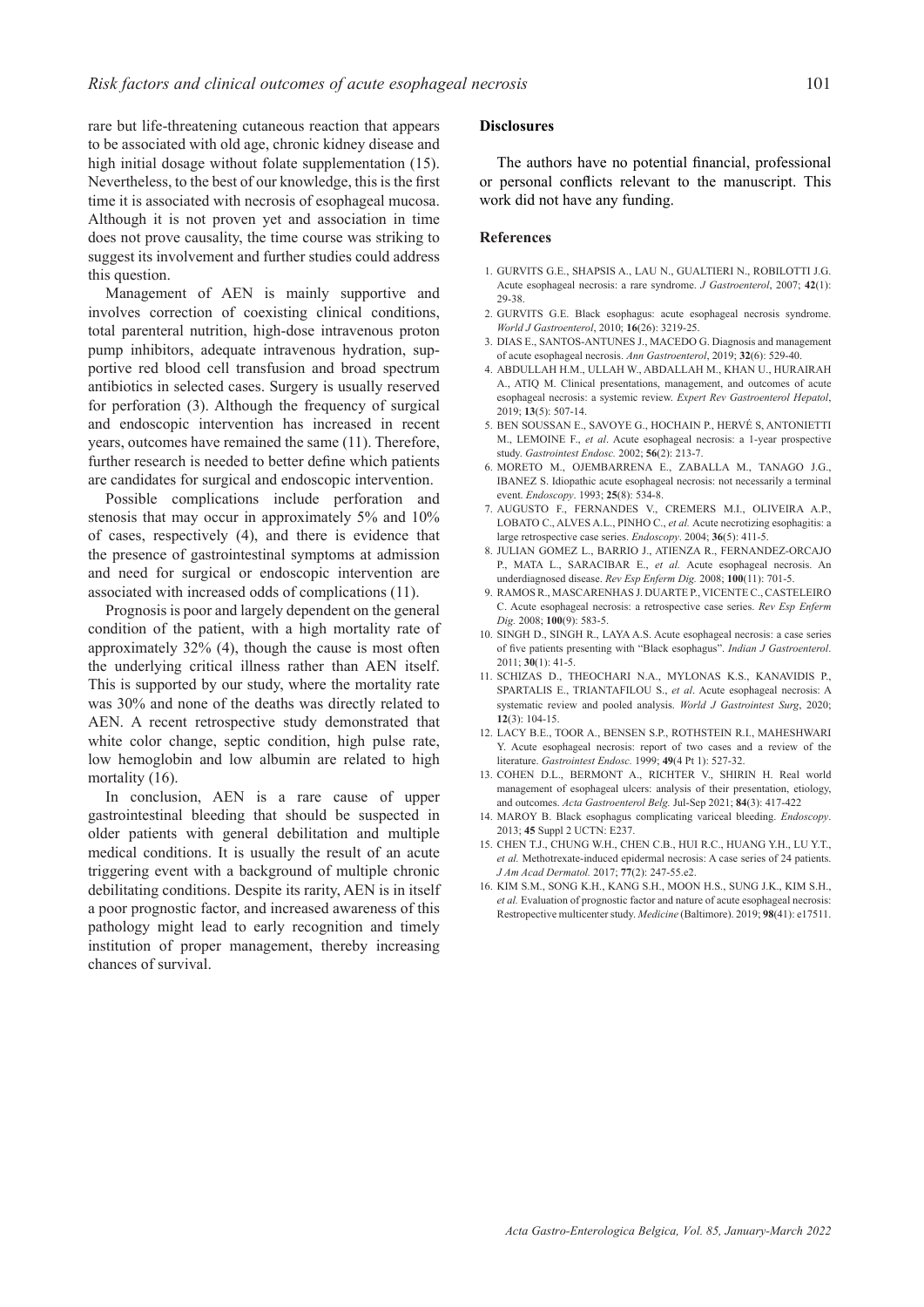rare but life-threatening cutaneous reaction that appears to be associated with old age, chronic kidney disease and high initial dosage without folate supplementation (15). Nevertheless, to the best of our knowledge, this is the first time it is associated with necrosis of esophageal mucosa. Although it is not proven yet and association in time does not prove causality, the time course was striking to suggest its involvement and further studies could address this question.

Management of AEN is mainly supportive and involves correction of coexisting clinical conditions, total parenteral nutrition, high-dose intravenous proton pump inhibitors, adequate intravenous hydration, supportive red blood cell transfusion and broad spectrum antibiotics in selected cases. Surgery is usually reserved for perforation (3). Although the frequency of surgical and endoscopic intervention has increased in recent years, outcomes have remained the same (11). Therefore, further research is needed to better define which patients are candidates for surgical and endoscopic intervention.

Possible complications include perforation and stenosis that may occur in approximately 5% and 10% of cases, respectively (4), and there is evidence that the presence of gastrointestinal symptoms at admission and need for surgical or endoscopic intervention are associated with increased odds of complications (11).

Prognosis is poor and largely dependent on the general condition of the patient, with a high mortality rate of approximately 32% (4), though the cause is most often the underlying critical illness rather than AEN itself. This is supported by our study, where the mortality rate was 30% and none of the deaths was directly related to AEN. A recent retrospective study demonstrated that white color change, septic condition, high pulse rate, low hemoglobin and low albumin are related to high mortality (16).

In conclusion, AEN is a rare cause of upper gastrointestinal bleeding that should be suspected in older patients with general debilitation and multiple medical conditions. It is usually the result of an acute triggering event with a background of multiple chronic debilitating conditions. Despite its rarity, AEN is in itself a poor prognostic factor, and increased awareness of this pathology might lead to early recognition and timely institution of proper management, thereby increasing chances of survival.

## Disclosures

The authors have no potential financial, professional or personal conflicts relevant to the manuscript. This work did not have any funding.

## References

1. GURVITS G.E., SHAPSIS A., LAU N., GUALTIERI N., ROBILOTTI J.G. Acute esophageal necrosis: a rare syndrome. *J Gastroenterol*, 2007; **42**(1): 29-38.
2. GURVITS G.E. Black esophagus: acute esophageal necrosis syndrome. *World J Gastroenterol*, 2010; **16**(26): 3219-25.
3. DIAS E., SANTOS-ANTUNES J., MACEDO G. Diagnosis and management of acute esophageal necrosis. *Ann Gastroenterol*, 2019; **32**(6): 529-40.
4. ABDULLAH H.M., ULLAH W., ABDALLAH M., KHAN U., HURAIRAH A., ATIQ M. Clinical presentations, management, and outcomes of acute esophageal necrosis: a systemic review. *Expert Rev Gastroenterol Hepatol*, 2019; **13**(5): 507-14.
5. BEN SOUSSAN E., SAVOYE G., HOCHAIN P., HERVÉ S, ANTONIETTI M., LEMOINE F., *et al*. Acute esophageal necrosis: a 1-year prospective study. *Gastrointest Endosc.* 2002; **56**(2): 213-7.
6. MORETO M., OJEMBARRENA E., ZABALLA M., TANAGO J.G., IBANEZ S. Idiopathic acute esophageal necrosis: not necessarily a terminal event. *Endoscopy*. 1993; **25**(8): 534-8.
7. AUGUSTO F., FERNANDES V., CREMERS M.I., OLIVEIRA A.P., LOBATO C., ALVES A.L., PINHO C., *et al.* Acute necrotizing esophagitis: a large retrospective case series. *Endoscopy*. 2004; **36**(5): 411-5.
8. JULIAN GOMEZ L., BARRIO J., ATIENZA R., FERNANDEZ-ORCAJO P., MATA L., SARACIBAR E., *et al.* Acute esophageal necrosis. An underdiagnosed disease. *Rev Esp Enferm Dig.* 2008; **100**(11): 701-5.
9. RAMOS R., MASCARENHAS J. DUARTE P., VICENTE C., CASTELEIRO C. Acute esophageal necrosis: a retrospective case series. *Rev Esp Enferm Dig.* 2008; **100**(9): 583-5.
10. SINGH D., SINGH R., LAYA A.S. Acute esophageal necrosis: a case series of five patients presenting with "Black esophagus". *Indian J Gastroenterol*. 2011; **30**(1): 41-5.
11. SCHIZAS D., THEOCHARI N.A., MYLONAS K.S., KANAVIDIS P., SPARTALIS E., TRIANTAFILOU S., *et al*. Acute esophageal necrosis: A systematic review and pooled analysis. *World J Gastrointest Surg*, 2020; **12**(3): 104-15.
12. LACY B.E., TOOR A., BENSEN S.P., ROTHSTEIN R.I., MAHESHWARI Y. Acute esophageal necrosis: report of two cases and a review of the literature. *Gastrointest Endosc.* 1999; **49**(4 Pt 1): 527-32.
13. COHEN D.L., BERMONT A., RICHTER V., SHIRIN H. Real world management of esophageal ulcers: analysis of their presentation, etiology, and outcomes. *Acta Gastroenterol Belg.* Jul-Sep 2021; **84**(3): 417-422
14. MAROY B. Black esophagus complicating variceal bleeding. *Endoscopy*. 2013; **45** Suppl 2 UCTN: E237.
15. CHEN T.J., CHUNG W.H., CHEN C.B., HUI R.C., HUANG Y.H., LU Y.T., *et al.* Methotrexate-induced epidermal necrosis: A case series of 24 patients. *J Am Acad Dermatol.* 2017; **77**(2): 247-55.e2.
16. KIM S.M., SONG K.H., KANG S.H., MOON H.S., SUNG J.K., KIM S.H., *et al.* Evaluation of prognostic factor and nature of acute esophageal necrosis: Restropective multicenter study. *Medicine* (Baltimore). 2019; **98**(41): e17511.